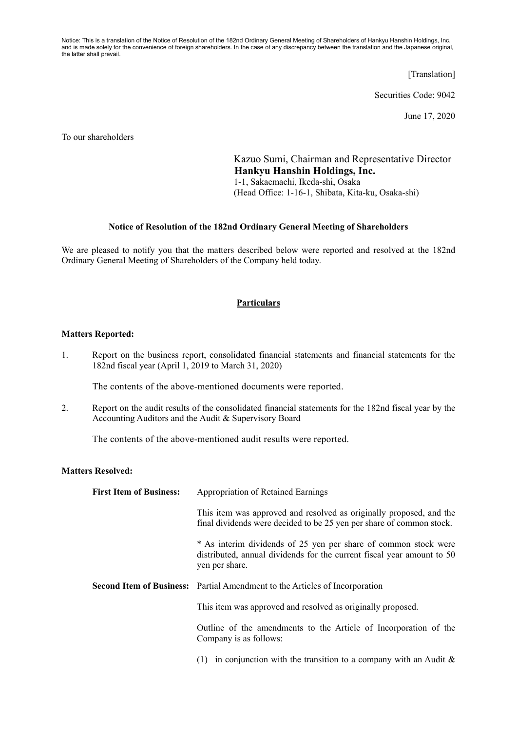Notice: This is a translation of the Notice of Resolution of the 182nd Ordinary General Meeting of Shareholders of Hankyu Hanshin Holdings, Inc. and is made solely for the convenience of foreign shareholders. In the case of any discrepancy between the translation and the Japanese original, the latter shall prevail.

[Translation]

Securities Code: 9042

June 17, 2020

To our shareholders

Kazuo Sumi, Chairman and Representative Director
**Hankyu Hanshin Holdings, Inc.**
1-1, Sakaemachi, Ikeda-shi, Osaka
(Head Office: 1-16-1, Shibata, Kita-ku, Osaka-shi)

**Notice of Resolution of the 182nd Ordinary General Meeting of Shareholders**

We are pleased to notify you that the matters described below were reported and resolved at the 182nd Ordinary General Meeting of Shareholders of the Company held today.

**Particulars**

**Matters Reported:**

1. Report on the business report, consolidated financial statements and financial statements for the 182nd fiscal year (April 1, 2019 to March 31, 2020)

   The contents of the above-mentioned documents were reported.

2. Report on the audit results of the consolidated financial statements for the 182nd fiscal year by the Accounting Auditors and the Audit & Supervisory Board

   The contents of the above-mentioned audit results were reported.

**Matters Resolved:**

**First Item of Business:** Appropriation of Retained Earnings

This item was approved and resolved as originally proposed, and the final dividends were decided to be 25 yen per share of common stock.

* As interim dividends of 25 yen per share of common stock were distributed, annual dividends for the current fiscal year amount to 50 yen per share.

**Second Item of Business:** Partial Amendment to the Articles of Incorporation

This item was approved and resolved as originally proposed.

Outline of the amendments to the Article of Incorporation of the Company is as follows:

(1) in conjunction with the transition to a company with an Audit &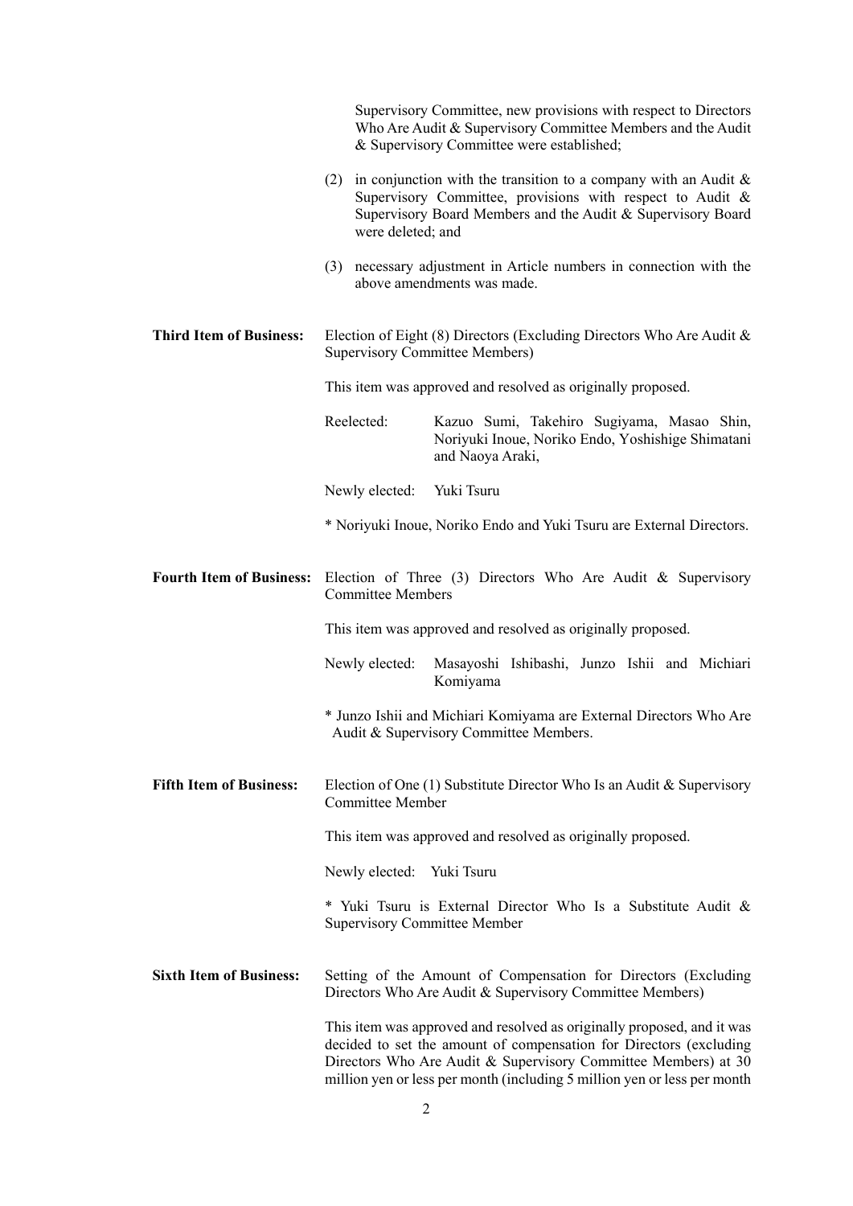Supervisory Committee, new provisions with respect to Directors Who Are Audit & Supervisory Committee Members and the Audit & Supervisory Committee were established;

(2) in conjunction with the transition to a company with an Audit & Supervisory Committee, provisions with respect to Audit & Supervisory Board Members and the Audit & Supervisory Board were deleted; and

(3) necessary adjustment in Article numbers in connection with the above amendments was made.

**Third Item of Business:** Election of Eight (8) Directors (Excluding Directors Who Are Audit & Supervisory Committee Members)

This item was approved and resolved as originally proposed.

Reelected: Kazuo Sumi, Takehiro Sugiyama, Masao Shin, Noriyuki Inoue, Noriko Endo, Yoshishige Shimatani and Naoya Araki,

Newly elected: Yuki Tsuru

* Noriyuki Inoue, Noriko Endo and Yuki Tsuru are External Directors.

**Fourth Item of Business:** Election of Three (3) Directors Who Are Audit & Supervisory Committee Members

This item was approved and resolved as originally proposed.

Newly elected: Masayoshi Ishibashi, Junzo Ishii and Michiari Komiyama

* Junzo Ishii and Michiari Komiyama are External Directors Who Are Audit & Supervisory Committee Members.

**Fifth Item of Business:** Election of One (1) Substitute Director Who Is an Audit & Supervisory Committee Member

This item was approved and resolved as originally proposed.

Newly elected: Yuki Tsuru

* Yuki Tsuru is External Director Who Is a Substitute Audit & Supervisory Committee Member

**Sixth Item of Business:** Setting of the Amount of Compensation for Directors (Excluding Directors Who Are Audit & Supervisory Committee Members)

This item was approved and resolved as originally proposed, and it was decided to set the amount of compensation for Directors (excluding Directors Who Are Audit & Supervisory Committee Members) at 30 million yen or less per month (including 5 million yen or less per month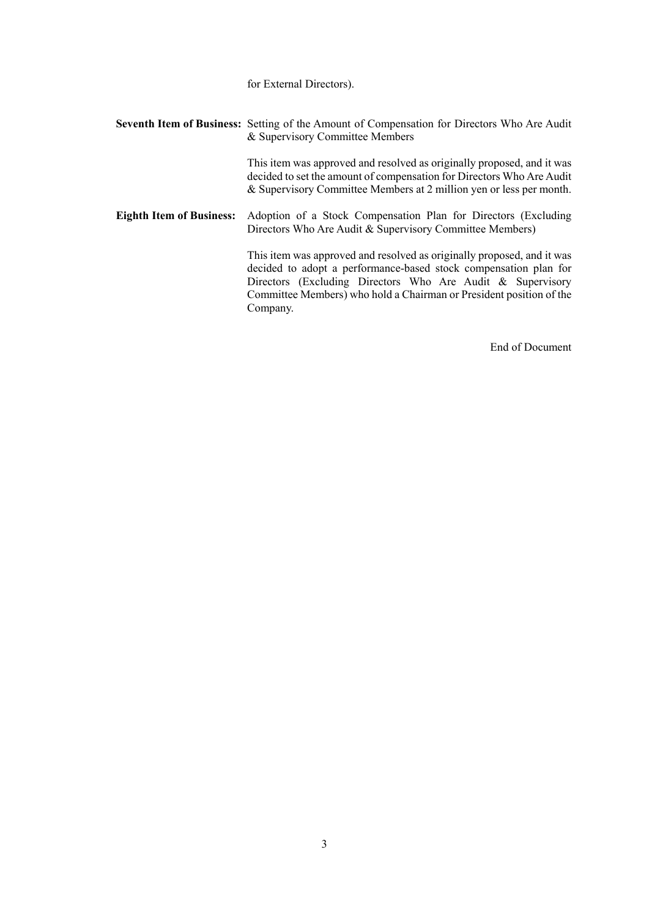for External Directors).

**Seventh Item of Business:** Setting of the Amount of Compensation for Directors Who Are Audit & Supervisory Committee Members

This item was approved and resolved as originally proposed, and it was decided to set the amount of compensation for Directors Who Are Audit & Supervisory Committee Members at 2 million yen or less per month.

**Eighth Item of Business:** Adoption of a Stock Compensation Plan for Directors (Excluding Directors Who Are Audit & Supervisory Committee Members)

This item was approved and resolved as originally proposed, and it was decided to adopt a performance-based stock compensation plan for Directors (Excluding Directors Who Are Audit & Supervisory Committee Members) who hold a Chairman or President position of the Company.

End of Document